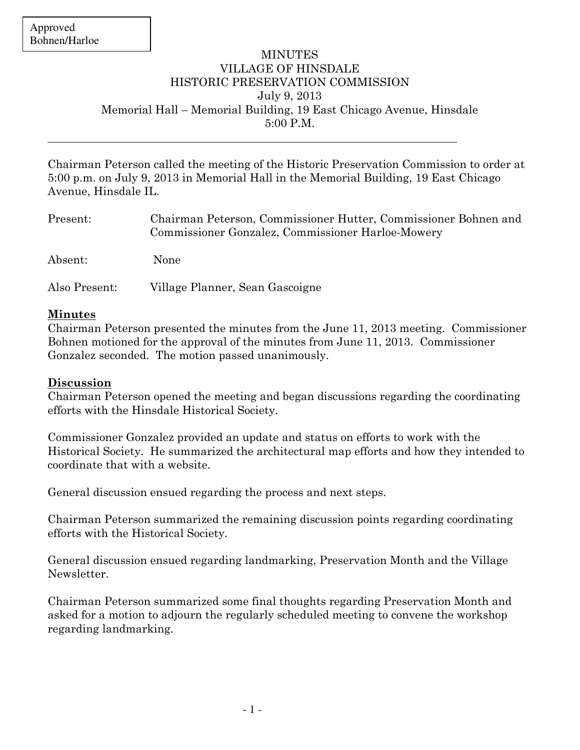Approved
Bohnen/Harloe

# MINUTES
## VILLAGE OF HINSDALE
## HISTORIC PRESERVATION COMMISSION
July 9, 2013
Memorial Hall – Memorial Building, 19 East Chicago Avenue, Hinsdale
5:00 P.M.

---

Chairman Peterson called the meeting of the Historic Preservation Commission to order at 5:00 p.m. on July 9, 2013 in Memorial Hall in the Memorial Building, 19 East Chicago Avenue, Hinsdale IL.

Present: Chairman Peterson, Commissioner Hutter, Commissioner Bohnen and Commissioner Gonzalez, Commissioner Harloe-Mowery

Absent: None

Also Present: Village Planner, Sean Gascoigne

**Minutes**

Chairman Peterson presented the minutes from the June 11, 2013 meeting. Commissioner Bohnen motioned for the approval of the minutes from June 11, 2013. Commissioner Gonzalez seconded. The motion passed unanimously.

**Discussion**

Chairman Peterson opened the meeting and began discussions regarding the coordinating efforts with the Hinsdale Historical Society.

Commissioner Gonzalez provided an update and status on efforts to work with the Historical Society. He summarized the architectural map efforts and how they intended to coordinate that with a website.

General discussion ensued regarding the process and next steps.

Chairman Peterson summarized the remaining discussion points regarding coordinating efforts with the Historical Society.

General discussion ensued regarding landmarking, Preservation Month and the Village Newsletter.

Chairman Peterson summarized some final thoughts regarding Preservation Month and asked for a motion to adjourn the regularly scheduled meeting to convene the workshop regarding landmarking.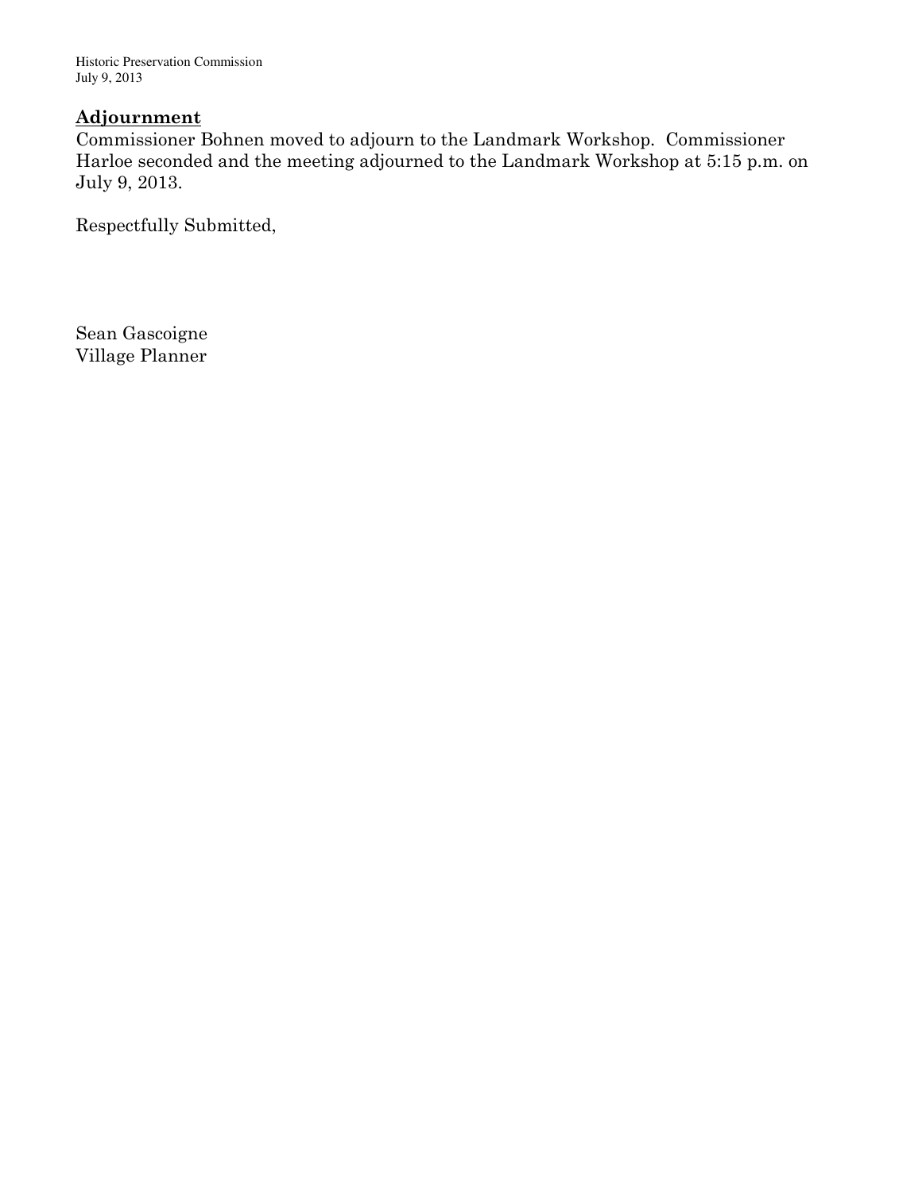**Adjournment**

Commissioner Bohnen moved to adjourn to the Landmark Workshop. Commissioner Harloe seconded and the meeting adjourned to the Landmark Workshop at 5:15 p.m. on July 9, 2013.

Respectfully Submitted,

Sean Gascoigne
Village Planner